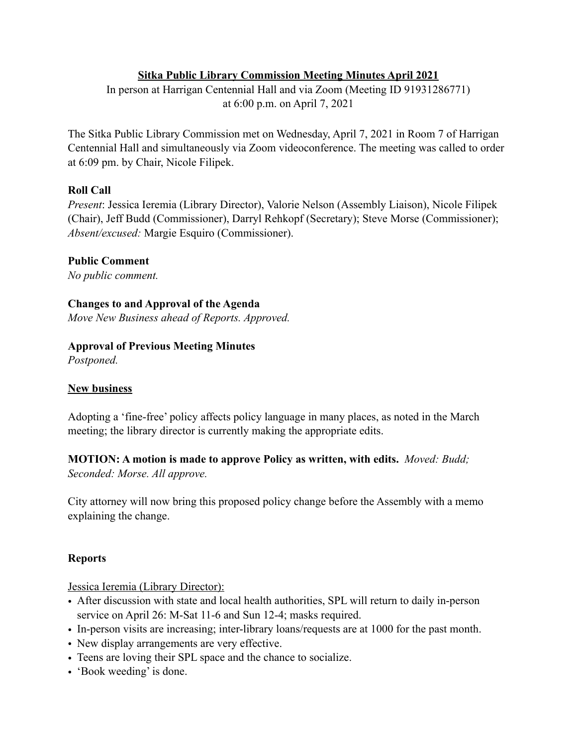# Sitka Public Library Commission Meeting Minutes April 2021

In person at Harrigan Centennial Hall and via Zoom (Meeting ID 91931286771) at 6:00 p.m. on April 7, 2021

The Sitka Public Library Commission met on Wednesday, April 7, 2021 in Room 7 of Harrigan Centennial Hall and simultaneously via Zoom videoconference. The meeting was called to order at 6:09 pm. by Chair, Nicole Filipek.

**Roll Call**

*Present*: Jessica Ieremia (Library Director), Valorie Nelson (Assembly Liaison), Nicole Filipek (Chair), Jeff Budd (Commissioner), Darryl Rehkopf (Secretary); Steve Morse (Commissioner); *Absent/excused:* Margie Esquiro (Commissioner).

**Public Comment**

*No public comment.*

**Changes to and Approval of the Agenda**

*Move New Business ahead of Reports. Approved.*

**Approval of Previous Meeting Minutes**

*Postponed.*

**New business**

Adopting a 'fine-free' policy affects policy language in many places, as noted in the March meeting; the library director is currently making the appropriate edits.

**MOTION: A motion is made to approve Policy as written, with edits.** *Moved: Budd; Seconded: Morse. All approve.*

City attorney will now bring this proposed policy change before the Assembly with a memo explaining the change.

**Reports**

Jessica Ieremia (Library Director):

- After discussion with state and local health authorities, SPL will return to daily in-person service on April 26: M-Sat 11-6 and Sun 12-4; masks required.
- In-person visits are increasing; inter-library loans/requests are at 1000 for the past month.
- New display arrangements are very effective.
- Teens are loving their SPL space and the chance to socialize.
- 'Book weeding' is done.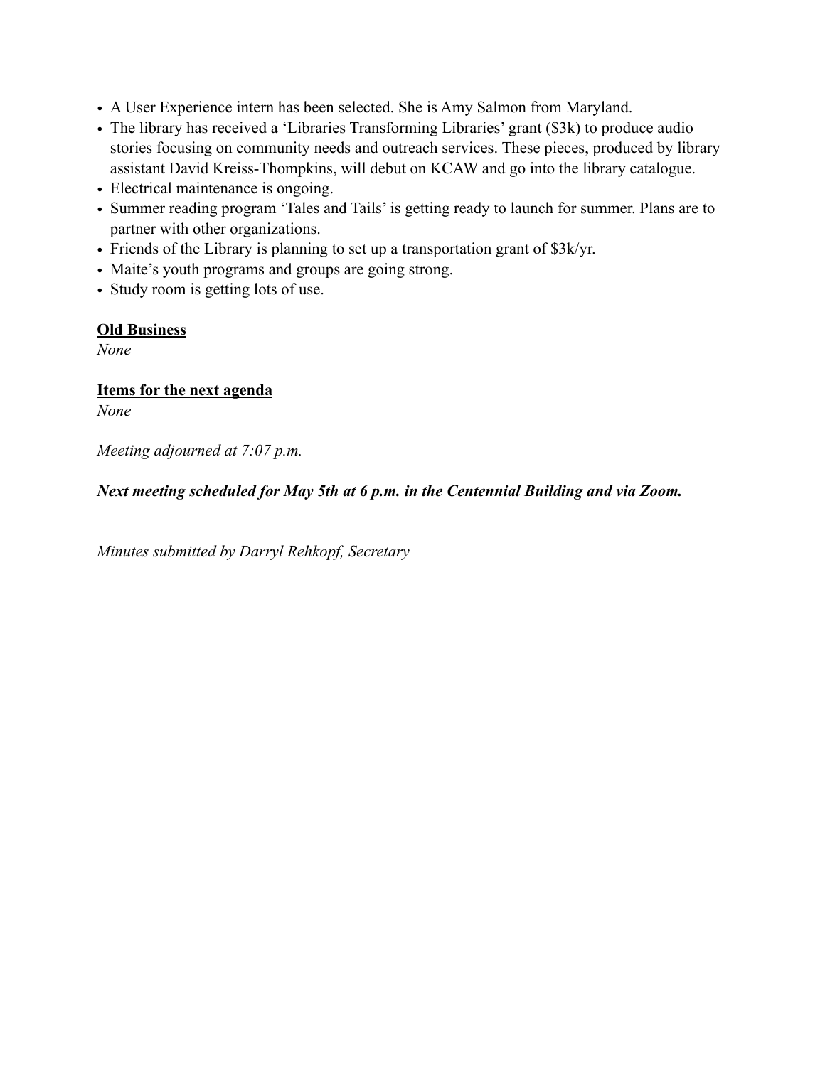- A User Experience intern has been selected. She is Amy Salmon from Maryland.
- The library has received a 'Libraries Transforming Libraries' grant ($3k) to produce audio stories focusing on community needs and outreach services. These pieces, produced by library assistant David Kreiss-Thompkins, will debut on KCAW and go into the library catalogue.
- Electrical maintenance is ongoing.
- Summer reading program 'Tales and Tails' is getting ready to launch for summer. Plans are to partner with other organizations.
- Friends of the Library is planning to set up a transportation grant of $3k/yr.
- Maite's youth programs and groups are going strong.
- Study room is getting lots of use.

**Old Business**

*None*

**Items for the next agenda**

*None*

*Meeting adjourned at 7:07 p.m.*

***Next meeting scheduled for May 5th at 6 p.m. in the Centennial Building and via Zoom.***

*Minutes submitted by Darryl Rehkopf, Secretary*